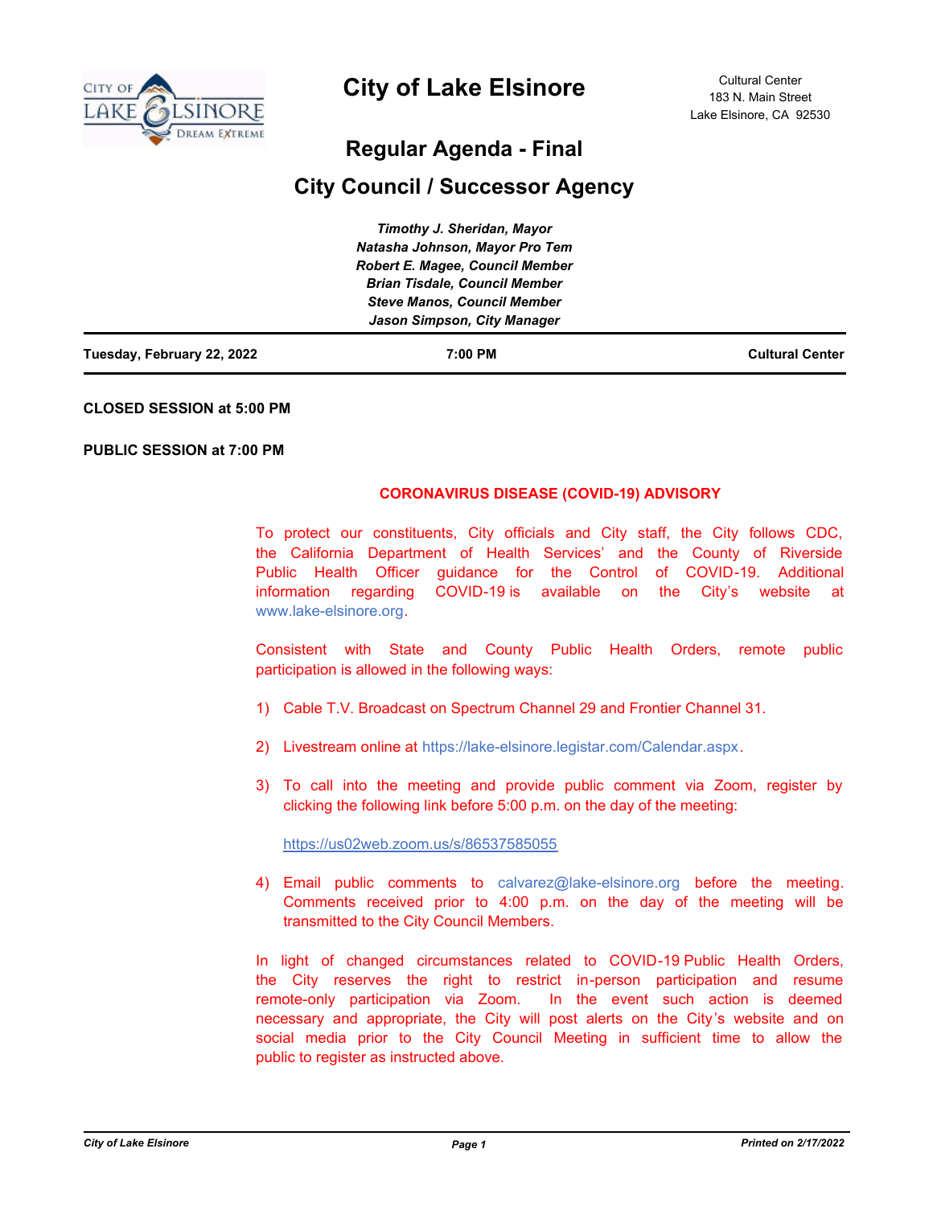# City of Lake Elsinore

Cultural Center
183 N. Main Street
Lake Elsinore, CA 92530

## Regular Agenda - Final

## City Council / Successor Agency

*Timothy J. Sheridan, Mayor*
*Natasha Johnson, Mayor Pro Tem*
*Robert E. Magee, Council Member*
*Brian Tisdale, Council Member*
*Steve Manos, Council Member*
*Jason Simpson, City Manager*

**Tuesday, February 22, 2022** | **7:00 PM** | **Cultural Center**

**CLOSED SESSION at 5:00 PM**

**PUBLIC SESSION at 7:00 PM**

**CORONAVIRUS DISEASE (COVID-19) ADVISORY**

To protect our constituents, City officials and City staff, the City follows CDC, the California Department of Health Services' and the County of Riverside Public Health Officer guidance for the Control of COVID-19. Additional information regarding COVID-19 is available on the City's website at www.lake-elsinore.org.

Consistent with State and County Public Health Orders, remote public participation is allowed in the following ways:

1) Cable T.V. Broadcast on Spectrum Channel 29 and Frontier Channel 31.

2) Livestream online at https://lake-elsinore.legistar.com/Calendar.aspx.

3) To call into the meeting and provide public comment via Zoom, register by clicking the following link before 5:00 p.m. on the day of the meeting:

   https://us02web.zoom.us/s/86537585055

4) Email public comments to calvarez@lake-elsinore.org before the meeting. Comments received prior to 4:00 p.m. on the day of the meeting will be transmitted to the City Council Members.

In light of changed circumstances related to COVID-19 Public Health Orders, the City reserves the right to restrict in-person participation and resume remote-only participation via Zoom. In the event such action is deemed necessary and appropriate, the City will post alerts on the City's website and on social media prior to the City Council Meeting in sufficient time to allow the public to register as instructed above.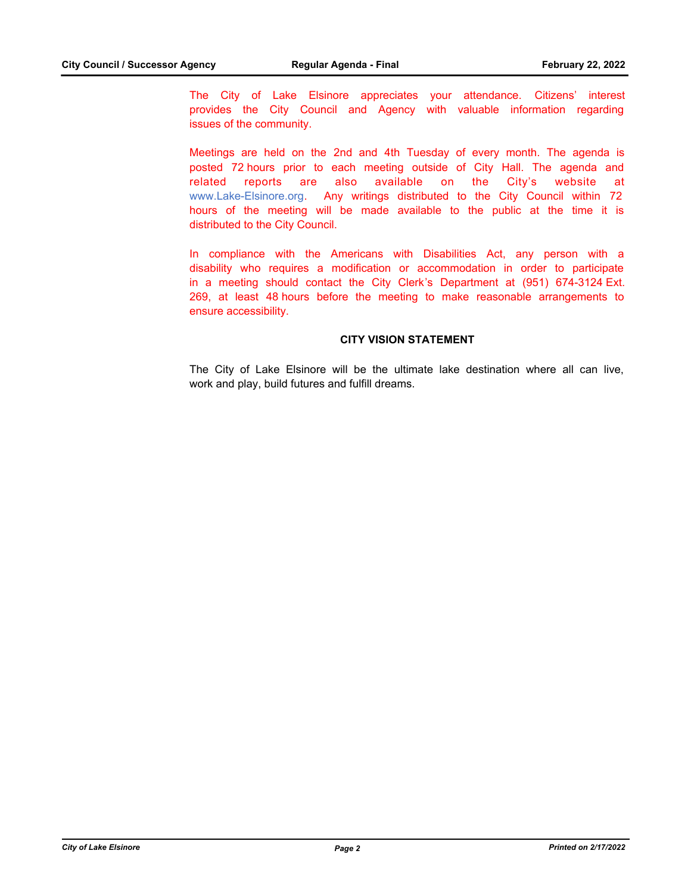The City of Lake Elsinore appreciates your attendance. Citizens' interest provides the City Council and Agency with valuable information regarding issues of the community.

Meetings are held on the 2nd and 4th Tuesday of every month. The agenda is posted 72 hours prior to each meeting outside of City Hall. The agenda and related reports are also available on the City's website at www.Lake-Elsinore.org. Any writings distributed to the City Council within 72 hours of the meeting will be made available to the public at the time it is distributed to the City Council.

In compliance with the Americans with Disabilities Act, any person with a disability who requires a modification or accommodation in order to participate in a meeting should contact the City Clerk's Department at (951) 674-3124 Ext. 269, at least 48 hours before the meeting to make reasonable arrangements to ensure accessibility.

**CITY VISION STATEMENT**

The City of Lake Elsinore will be the ultimate lake destination where all can live, work and play, build futures and fulfill dreams.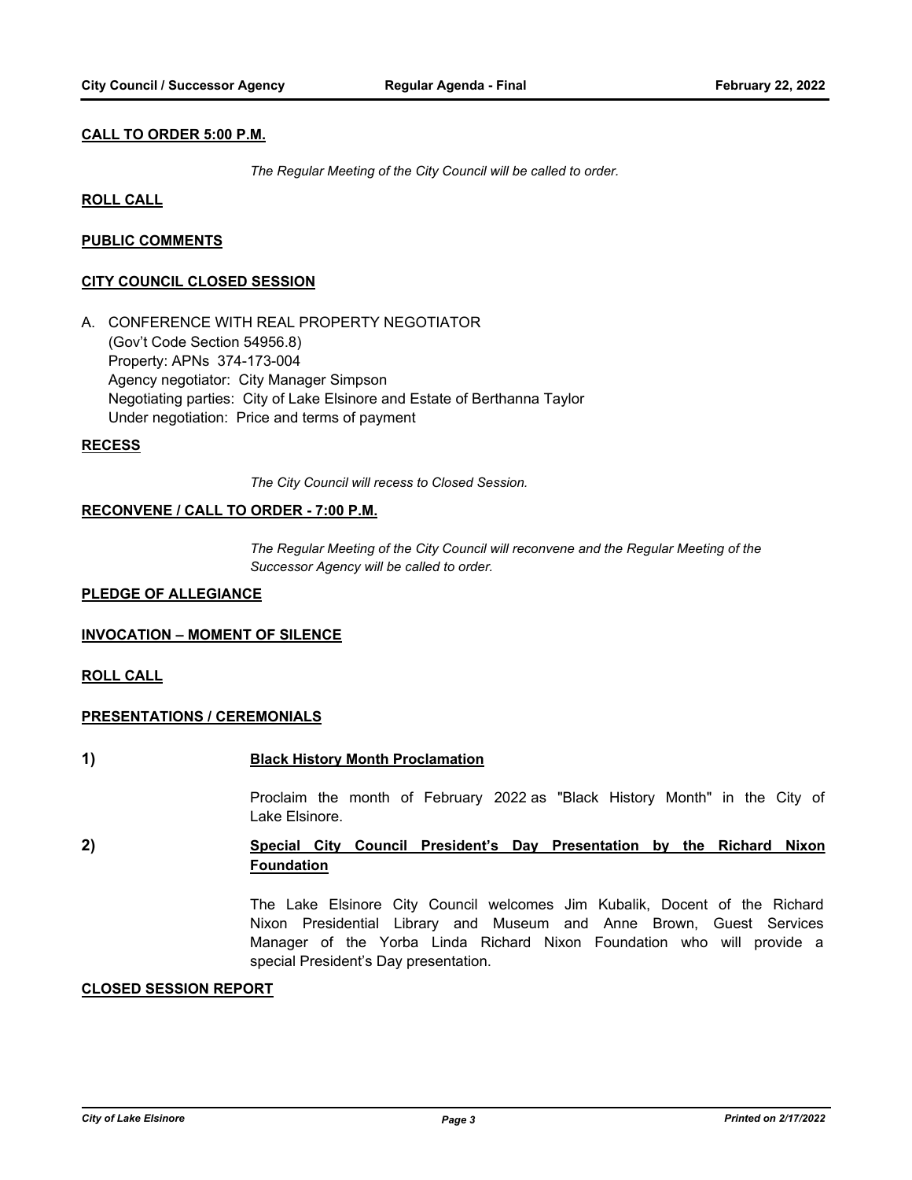**CALL TO ORDER 5:00 P.M.**

*The Regular Meeting of the City Council will be called to order.*

**ROLL CALL**

**PUBLIC COMMENTS**

**CITY COUNCIL CLOSED SESSION**

A. CONFERENCE WITH REAL PROPERTY NEGOTIATOR
(Gov't Code Section 54956.8)
Property: APNs 374-173-004
Agency negotiator: City Manager Simpson
Negotiating parties: City of Lake Elsinore and Estate of Berthanna Taylor
Under negotiation: Price and terms of payment

**RECESS**

*The City Council will recess to Closed Session.*

**RECONVENE / CALL TO ORDER - 7:00 P.M.**

*The Regular Meeting of the City Council will reconvene and the Regular Meeting of the Successor Agency will be called to order.*

**PLEDGE OF ALLEGIANCE**

**INVOCATION – MOMENT OF SILENCE**

**ROLL CALL**

**PRESENTATIONS / CEREMONIALS**

**1) Black History Month Proclamation**

Proclaim the month of February 2022 as "Black History Month" in the City of Lake Elsinore.

**2) Special City Council President's Day Presentation by the Richard Nixon Foundation**

The Lake Elsinore City Council welcomes Jim Kubalik, Docent of the Richard Nixon Presidential Library and Museum and Anne Brown, Guest Services Manager of the Yorba Linda Richard Nixon Foundation who will provide a special President's Day presentation.

**CLOSED SESSION REPORT**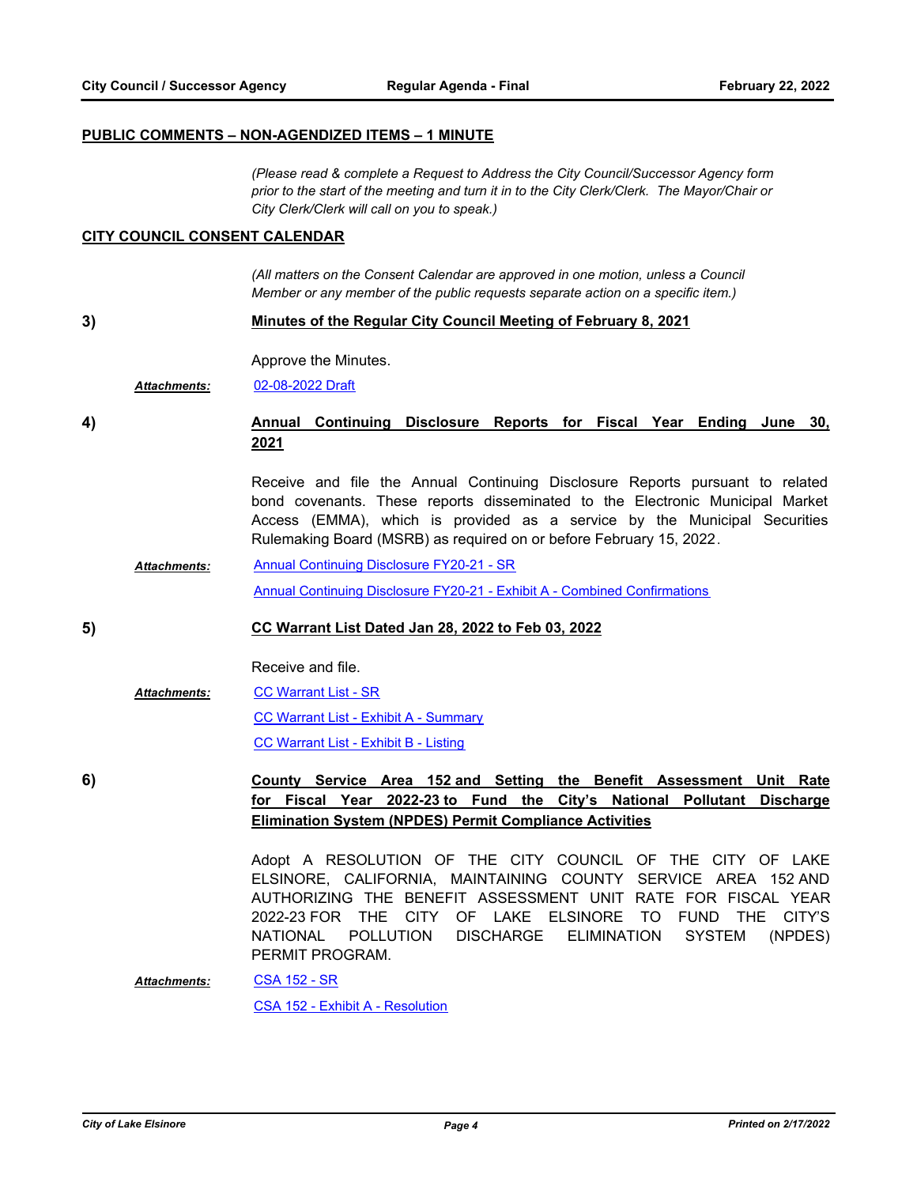## PUBLIC COMMENTS – NON-AGENDIZED ITEMS – 1 MINUTE

*(Please read & complete a Request to Address the City Council/Successor Agency form prior to the start of the meeting and turn it in to the City Clerk/Clerk. The Mayor/Chair or City Clerk/Clerk will call on you to speak.)*

## CITY COUNCIL CONSENT CALENDAR

*(All matters on the Consent Calendar are approved in one motion, unless a Council Member or any member of the public requests separate action on a specific item.)*

**3)** **Minutes of the Regular City Council Meeting of February 8, 2021**

Approve the Minutes.

***Attachments:*** 02-08-2022 Draft

**4)** **Annual Continuing Disclosure Reports for Fiscal Year Ending June 30, 2021**

Receive and file the Annual Continuing Disclosure Reports pursuant to related bond covenants. These reports disseminated to the Electronic Municipal Market Access (EMMA), which is provided as a service by the Municipal Securities Rulemaking Board (MSRB) as required on or before February 15, 2022.

***Attachments:*** Annual Continuing Disclosure FY20-21 - SR

Annual Continuing Disclosure FY20-21 - Exhibit A - Combined Confirmations

**5)** **CC Warrant List Dated Jan 28, 2022 to Feb 03, 2022**

Receive and file.

***Attachments:*** CC Warrant List - SR

CC Warrant List - Exhibit A - Summary

CC Warrant List - Exhibit B - Listing

**6)** **County Service Area 152 and Setting the Benefit Assessment Unit Rate for Fiscal Year 2022-23 to Fund the City's National Pollutant Discharge Elimination System (NPDES) Permit Compliance Activities**

Adopt A RESOLUTION OF THE CITY COUNCIL OF THE CITY OF LAKE ELSINORE, CALIFORNIA, MAINTAINING COUNTY SERVICE AREA 152 AND AUTHORIZING THE BENEFIT ASSESSMENT UNIT RATE FOR FISCAL YEAR 2022-23 FOR THE CITY OF LAKE ELSINORE TO FUND THE CITY'S NATIONAL POLLUTION DISCHARGE ELIMINATION SYSTEM (NPDES) PERMIT PROGRAM.

***Attachments:*** CSA 152 - SR

CSA 152 - Exhibit A - Resolution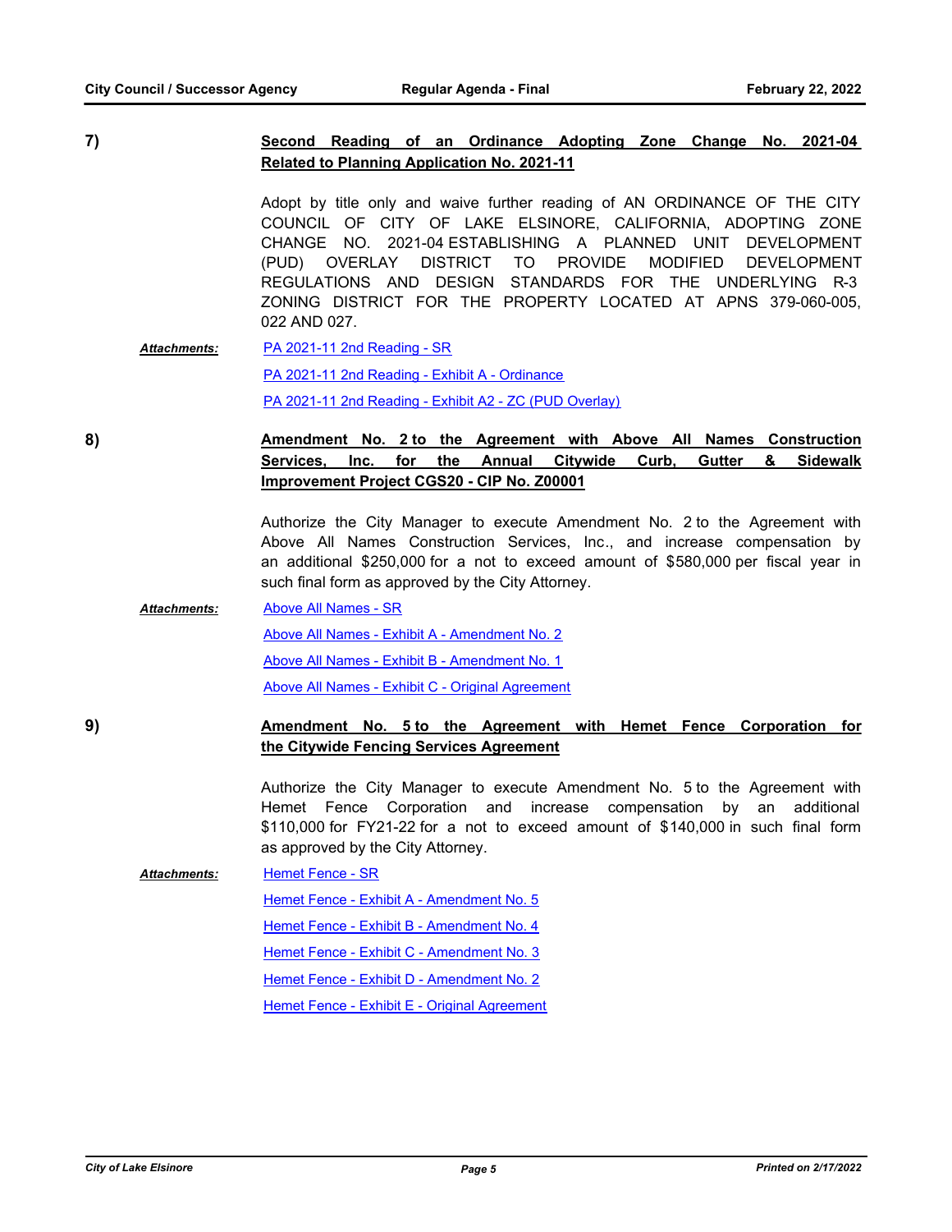**7)** **Second Reading of an Ordinance Adopting Zone Change No. 2021-04 Related to Planning Application No. 2021-11**

Adopt by title only and waive further reading of AN ORDINANCE OF THE CITY COUNCIL OF CITY OF LAKE ELSINORE, CALIFORNIA, ADOPTING ZONE CHANGE NO. 2021-04 ESTABLISHING A PLANNED UNIT DEVELOPMENT (PUD) OVERLAY DISTRICT TO PROVIDE MODIFIED DEVELOPMENT REGULATIONS AND DESIGN STANDARDS FOR THE UNDERLYING R-3 ZONING DISTRICT FOR THE PROPERTY LOCATED AT APNS 379-060-005, 022 AND 027.

***Attachments:***
- PA 2021-11 2nd Reading - SR
- PA 2021-11 2nd Reading - Exhibit A - Ordinance
- PA 2021-11 2nd Reading - Exhibit A2 - ZC (PUD Overlay)

**8)** **Amendment No. 2 to the Agreement with Above All Names Construction Services, Inc. for the Annual Citywide Curb, Gutter & Sidewalk Improvement Project CGS20 - CIP No. Z00001**

Authorize the City Manager to execute Amendment No. 2 to the Agreement with Above All Names Construction Services, Inc., and increase compensation by an additional $250,000 for a not to exceed amount of $580,000 per fiscal year in such final form as approved by the City Attorney.

***Attachments:***
- Above All Names - SR
- Above All Names - Exhibit A - Amendment No. 2
- Above All Names - Exhibit B - Amendment No. 1
- Above All Names - Exhibit C - Original Agreement

**9)** **Amendment No. 5 to the Agreement with Hemet Fence Corporation for the Citywide Fencing Services Agreement**

Authorize the City Manager to execute Amendment No. 5 to the Agreement with Hemet Fence Corporation and increase compensation by an additional $110,000 for FY21-22 for a not to exceed amount of $140,000 in such final form as approved by the City Attorney.

***Attachments:***
- Hemet Fence - SR
- Hemet Fence - Exhibit A - Amendment No. 5
- Hemet Fence - Exhibit B - Amendment No. 4
- Hemet Fence - Exhibit C - Amendment No. 3
- Hemet Fence - Exhibit D - Amendment No. 2
- Hemet Fence - Exhibit E - Original Agreement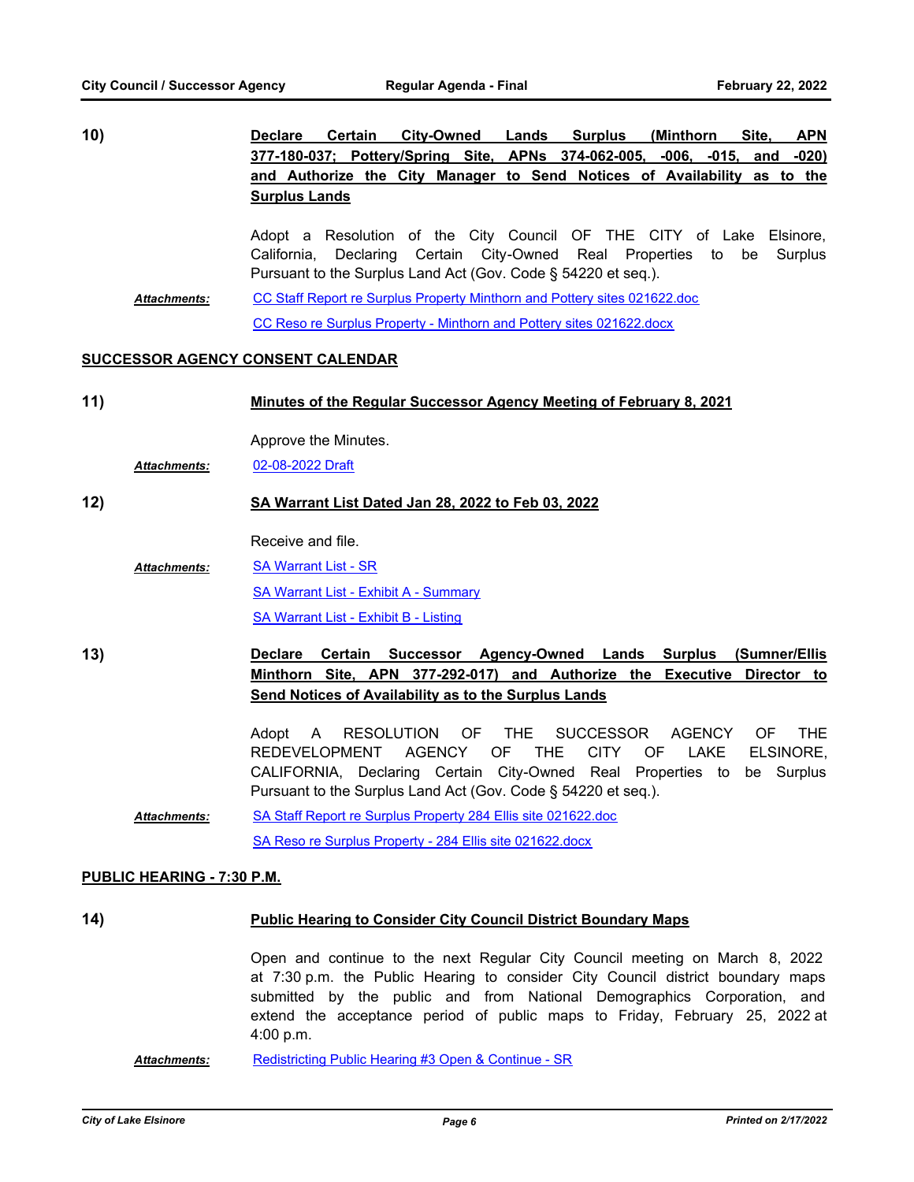**10)** **Declare Certain City-Owned Lands Surplus (Minthorn Site, APN 377-180-037; Pottery/Spring Site, APNs 374-062-005, -006, -015, and -020) and Authorize the City Manager to Send Notices of Availability as to the Surplus Lands**

Adopt a Resolution of the City Council OF THE CITY of Lake Elsinore, California, Declaring Certain City-Owned Real Properties to be Surplus Pursuant to the Surplus Land Act (Gov. Code § 54220 et seq.).

***Attachments:*** CC Staff Report re Surplus Property Minthorn and Pottery sites 021622.doc
CC Reso re Surplus Property - Minthorn and Pottery sites 021622.docx

## SUCCESSOR AGENCY CONSENT CALENDAR

**11)** **Minutes of the Regular Successor Agency Meeting of February 8, 2021**

Approve the Minutes.

***Attachments:*** 02-08-2022 Draft

**12)** **SA Warrant List Dated Jan 28, 2022 to Feb 03, 2022**

Receive and file.

***Attachments:*** SA Warrant List - SR
SA Warrant List - Exhibit A - Summary
SA Warrant List - Exhibit B - Listing

**13)** **Declare Certain Successor Agency-Owned Lands Surplus (Sumner/Ellis Minthorn Site, APN 377-292-017) and Authorize the Executive Director to Send Notices of Availability as to the Surplus Lands**

Adopt A RESOLUTION OF THE SUCCESSOR AGENCY OF THE REDEVELOPMENT AGENCY OF THE CITY OF LAKE ELSINORE, CALIFORNIA, Declaring Certain City-Owned Real Properties to be Surplus Pursuant to the Surplus Land Act (Gov. Code § 54220 et seq.).

***Attachments:*** SA Staff Report re Surplus Property 284 Ellis site 021622.doc
SA Reso re Surplus Property - 284 Ellis site 021622.docx

## PUBLIC HEARING - 7:30 P.M.

**14)** **Public Hearing to Consider City Council District Boundary Maps**

Open and continue to the next Regular City Council meeting on March 8, 2022 at 7:30 p.m. the Public Hearing to consider City Council district boundary maps submitted by the public and from National Demographics Corporation, and extend the acceptance period of public maps to Friday, February 25, 2022 at 4:00 p.m.

***Attachments:*** Redistricting Public Hearing #3 Open & Continue - SR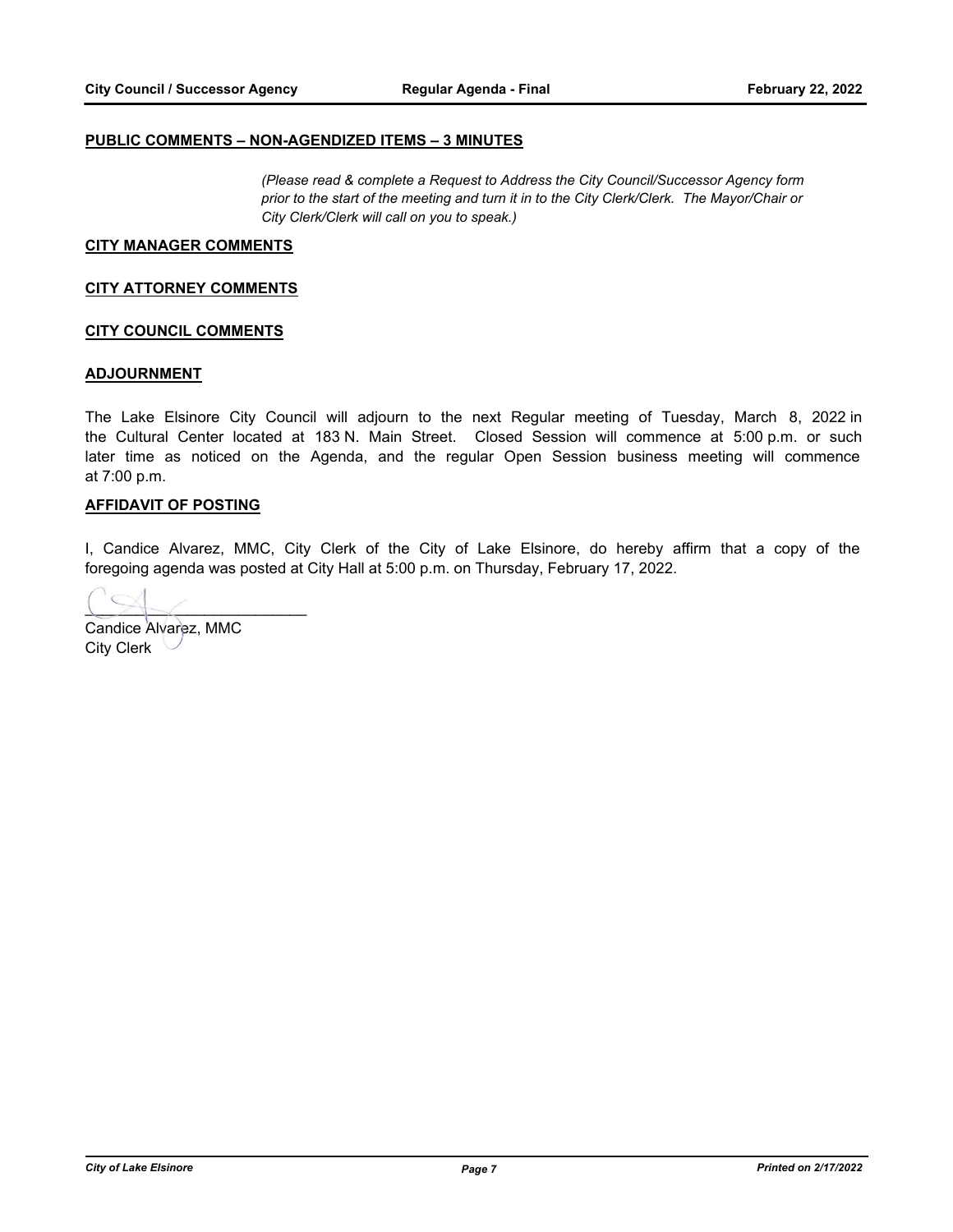**PUBLIC COMMENTS – NON-AGENDIZED ITEMS – 3 MINUTES**

*(Please read & complete a Request to Address the City Council/Successor Agency form prior to the start of the meeting and turn it in to the City Clerk/Clerk. The Mayor/Chair or City Clerk/Clerk will call on you to speak.)*

**CITY MANAGER COMMENTS**

**CITY ATTORNEY COMMENTS**

**CITY COUNCIL COMMENTS**

**ADJOURNMENT**

The Lake Elsinore City Council will adjourn to the next Regular meeting of Tuesday, March 8, 2022 in the Cultural Center located at 183 N. Main Street. Closed Session will commence at 5:00 p.m. or such later time as noticed on the Agenda, and the regular Open Session business meeting will commence at 7:00 p.m.

**AFFIDAVIT OF POSTING**

I, Candice Alvarez, MMC, City Clerk of the City of Lake Elsinore, do hereby affirm that a copy of the foregoing agenda was posted at City Hall at 5:00 p.m. on Thursday, February 17, 2022.

_________________________

Candice Alvarez, MMC
City Clerk